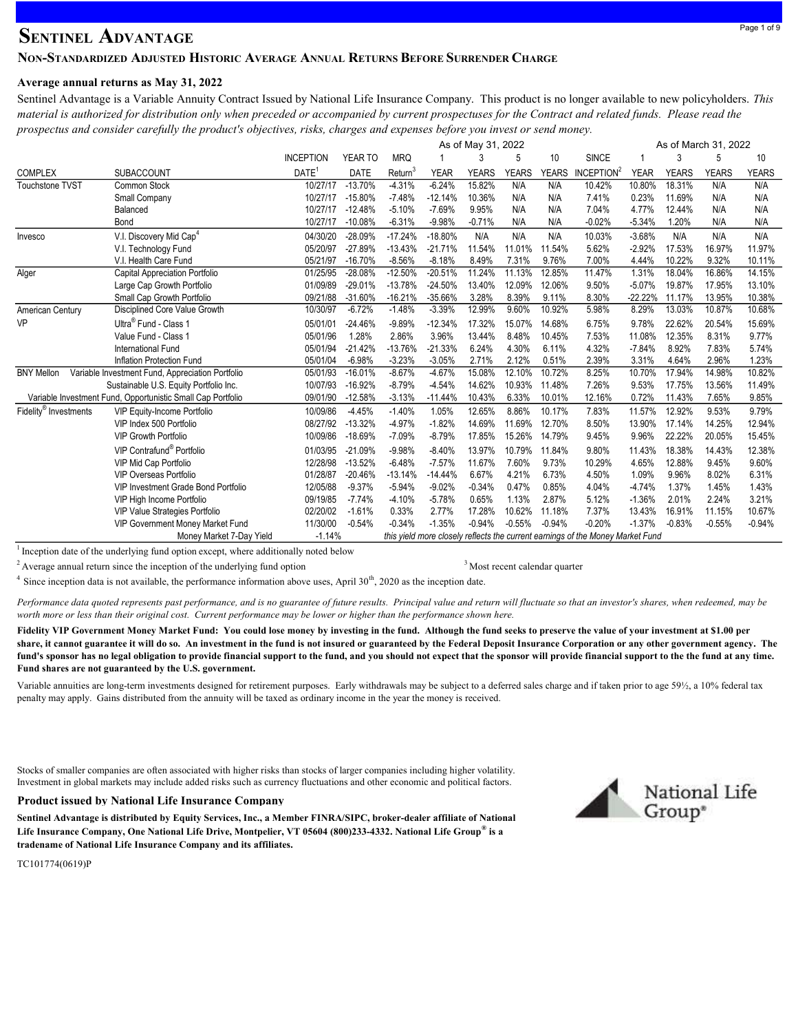# Sentinel Advantage

## Non-Standardized Adjusted Historic Average Annual Returns Before Surrender Charge

**Average annual returns as May 31, 2022**

Sentinel Advantage is a Variable Annuity Contract Issued by National Life Insurance Company. This product is no longer available to new policyholders. *This material is authorized for distribution only when preceded or accompanied by current prospectuses for the Contract and related funds. Please read the prospectus and consider carefully the product's objectives, risks, charges and expenses before you invest or send money.*

| | | | | | As of May 31, 2022 | | | | | As of March 31, 2022 | | | |
|---|---|---|---|---|---|---|---|---|---|---|---|---|---|
| COMPLEX | SUBACCOUNT | INCEPTION DATE[1] | YEAR TO DATE | MRQ Return[3] | 1 YEAR | 3 YEARS | 5 YEARS | 10 YEARS | SINCE INCEPTION[2] | 1 YEAR | 3 YEARS | 5 YEARS | 10 YEARS |
| Touchstone TVST | Common Stock | 10/27/17 | -13.70% | -4.31% | -6.24% | 15.82% | N/A | N/A | 10.42% | 10.80% | 18.31% | N/A | N/A |
| | Small Company | 10/27/17 | -15.80% | -7.48% | -12.14% | 10.36% | N/A | N/A | 7.41% | 0.23% | 11.69% | N/A | N/A |
| | Balanced | 10/27/17 | -12.48% | -5.10% | -7.69% | 9.95% | N/A | N/A | 7.04% | 4.77% | 12.44% | N/A | N/A |
| | Bond | 10/27/17 | -10.08% | -6.31% | -9.98% | -0.71% | N/A | N/A | -0.02% | -5.34% | 1.20% | N/A | N/A |
| Invesco | V.I. Discovery Mid Cap[4] | 04/30/20 | -28.09% | -17.24% | -18.80% | N/A | N/A | N/A | 10.03% | -3.68% | N/A | N/A | N/A |
| | V.I. Technology Fund | 05/20/97 | -27.89% | -13.43% | -21.71% | 11.54% | 11.01% | 11.54% | 5.62% | -2.92% | 17.53% | 16.97% | 11.97% |
| | V.I. Health Care Fund | 05/21/97 | -16.70% | -8.56% | -8.18% | 8.49% | 7.31% | 9.76% | 7.00% | 4.44% | 10.22% | 9.32% | 10.11% |
| Alger | Capital Appreciation Portfolio | 01/25/95 | -28.08% | -12.50% | -20.51% | 11.24% | 11.13% | 12.85% | 11.47% | 1.31% | 18.04% | 16.86% | 14.15% |
| | Large Cap Growth Portfolio | 01/09/89 | -29.01% | -13.78% | -24.50% | 13.40% | 12.09% | 12.06% | 9.50% | -5.07% | 19.87% | 17.95% | 13.10% |
| | Small Cap Growth Portfolio | 09/21/88 | -31.60% | -16.21% | -35.66% | 3.28% | 8.39% | 9.11% | 8.30% | -22.22% | 11.17% | 13.95% | 10.38% |
| American Century VP | Disciplined Core Value Growth | 10/30/97 | -6.72% | -1.48% | -3.39% | 12.99% | 9.60% | 10.92% | 5.98% | 8.29% | 13.03% | 10.87% | 10.68% |
| | Ultra® Fund - Class 1 | 05/01/01 | -24.46% | -9.89% | -12.34% | 17.32% | 15.07% | 14.68% | 6.75% | 9.78% | 22.62% | 20.54% | 15.69% |
| | Value Fund - Class 1 | 05/01/96 | 1.28% | 2.86% | 3.96% | 13.44% | 8.48% | 10.45% | 7.53% | 11.08% | 12.35% | 8.31% | 9.77% |
| | International Fund | 05/01/94 | -21.42% | -13.76% | -21.33% | 6.24% | 4.30% | 6.11% | 4.32% | -7.84% | 8.92% | 7.83% | 5.74% |
| | Inflation Protection Fund | 05/01/04 | -6.98% | -3.23% | -3.05% | 2.71% | 2.12% | 0.51% | 2.39% | 3.31% | 4.64% | 2.96% | 1.23% |
| BNY Mellon | Variable Investment Fund, Appreciation Portfolio | 05/01/93 | -16.01% | -8.67% | -4.67% | 15.08% | 12.10% | 10.72% | 8.25% | 10.70% | 17.94% | 14.98% | 10.82% |
| | Sustainable U.S. Equity Portfolio Inc. | 10/07/93 | -16.92% | -8.79% | -4.54% | 14.62% | 10.93% | 11.48% | 7.26% | 9.53% | 17.75% | 13.56% | 11.49% |
| | Variable Investment Fund, Opportunistic Small Cap Portfolio | 09/01/90 | -12.58% | -3.13% | -11.44% | 10.43% | 6.33% | 10.01% | 12.16% | 0.72% | 11.43% | 7.65% | 9.85% |
| Fidelity® Investments | VIP Equity-Income Portfolio | 10/09/86 | -4.45% | -1.40% | 1.05% | 12.65% | 8.86% | 10.17% | 7.83% | 11.57% | 12.92% | 9.53% | 9.79% |
| | VIP Index 500 Portfolio | 08/27/92 | -13.32% | -4.97% | -1.82% | 14.69% | 11.69% | 12.70% | 8.50% | 13.90% | 17.14% | 14.25% | 12.94% |
| | VIP Growth Portfolio | 10/09/86 | -18.69% | -7.09% | -8.79% | 17.85% | 15.26% | 14.79% | 9.45% | 9.96% | 22.22% | 20.05% | 15.45% |
| | VIP Contrafund® Portfolio | 01/03/95 | -21.09% | -9.98% | -8.40% | 13.97% | 10.79% | 11.84% | 9.80% | 11.43% | 18.38% | 14.43% | 12.38% |
| | VIP Mid Cap Portfolio | 12/28/98 | -13.52% | -6.48% | -7.57% | 11.67% | 7.60% | 9.73% | 10.29% | 4.65% | 12.88% | 9.45% | 9.60% |
| | VIP Overseas Portfolio | 01/28/87 | -20.46% | -13.14% | -14.44% | 6.67% | 4.21% | 6.73% | 4.50% | 1.09% | 9.96% | 8.02% | 6.31% |
| | VIP Investment Grade Bond Portfolio | 12/05/88 | -9.37% | -5.94% | -9.02% | -0.34% | 0.47% | 0.85% | 4.04% | -4.74% | 1.37% | 1.45% | 1.43% |
| | VIP High Income Portfolio | 09/19/85 | -7.74% | -4.10% | -5.78% | 0.65% | 1.13% | 2.87% | 5.12% | -1.36% | 2.01% | 2.24% | 3.21% |
| | VIP Value Strategies Portfolio | 02/20/02 | -1.61% | 0.33% | 2.77% | 17.28% | 10.62% | 11.18% | 7.37% | 13.43% | 16.91% | 11.15% | 10.67% |
| | VIP Government Money Market Fund | 11/30/00 | -0.54% | -0.34% | -1.35% | -0.94% | -0.55% | -0.94% | -0.20% | -1.37% | -0.83% | -0.55% | -0.94% |
| | Money Market 7-Day Yield | -1.14% | | | this yield more closely reflects the current earnings of the Money Market Fund | | | | | | | | |

[1] Inception date of the underlying fund option except, where additionally noted below

[2] Average annual return since the inception of the underlying fund option

[3] Most recent calendar quarter

[4] Since inception data is not available, the performance information above uses, April 30th, 2020 as the inception date.

*Performance data quoted represents past performance, and is no guarantee of future results. Principal value and return will fluctuate so that an investor's shares, when redeemed, may be worth more or less than their original cost. Current performance may be lower or higher than the performance shown here.*

**Fidelity VIP Government Money Market Fund: You could lose money by investing in the fund. Although the fund seeks to preserve the value of your investment at $1.00 per share, it cannot guarantee it will do so. An investment in the fund is not insured or guaranteed by the Federal Deposit Insurance Corporation or any other government agency. The fund's sponsor has no legal obligation to provide financial support to the fund, and you should not expect that the sponsor will provide financial support to the the fund at any time. Fund shares are not guaranteed by the U.S. government.**

Variable annuities are long-term investments designed for retirement purposes. Early withdrawals may be subject to a deferred sales charge and if taken prior to age 59½, a 10% federal tax penalty may apply. Gains distributed from the annuity will be taxed as ordinary income in the year the money is received.

Stocks of smaller companies are often associated with higher risks than stocks of larger companies including higher volatility. Investment in global markets may include added risks such as currency fluctuations and other economic and political factors.

**Product issued by National Life Insurance Company**

**Sentinel Advantage is distributed by Equity Services, Inc., a Member FINRA/SIPC, broker-dealer affiliate of National Life Insurance Company, One National Life Drive, Montpelier, VT 05604 (800)233-4332. National Life Group® is a tradename of National Life Insurance Company and its affiliates.**

National Life Group®

TC101774(0619)P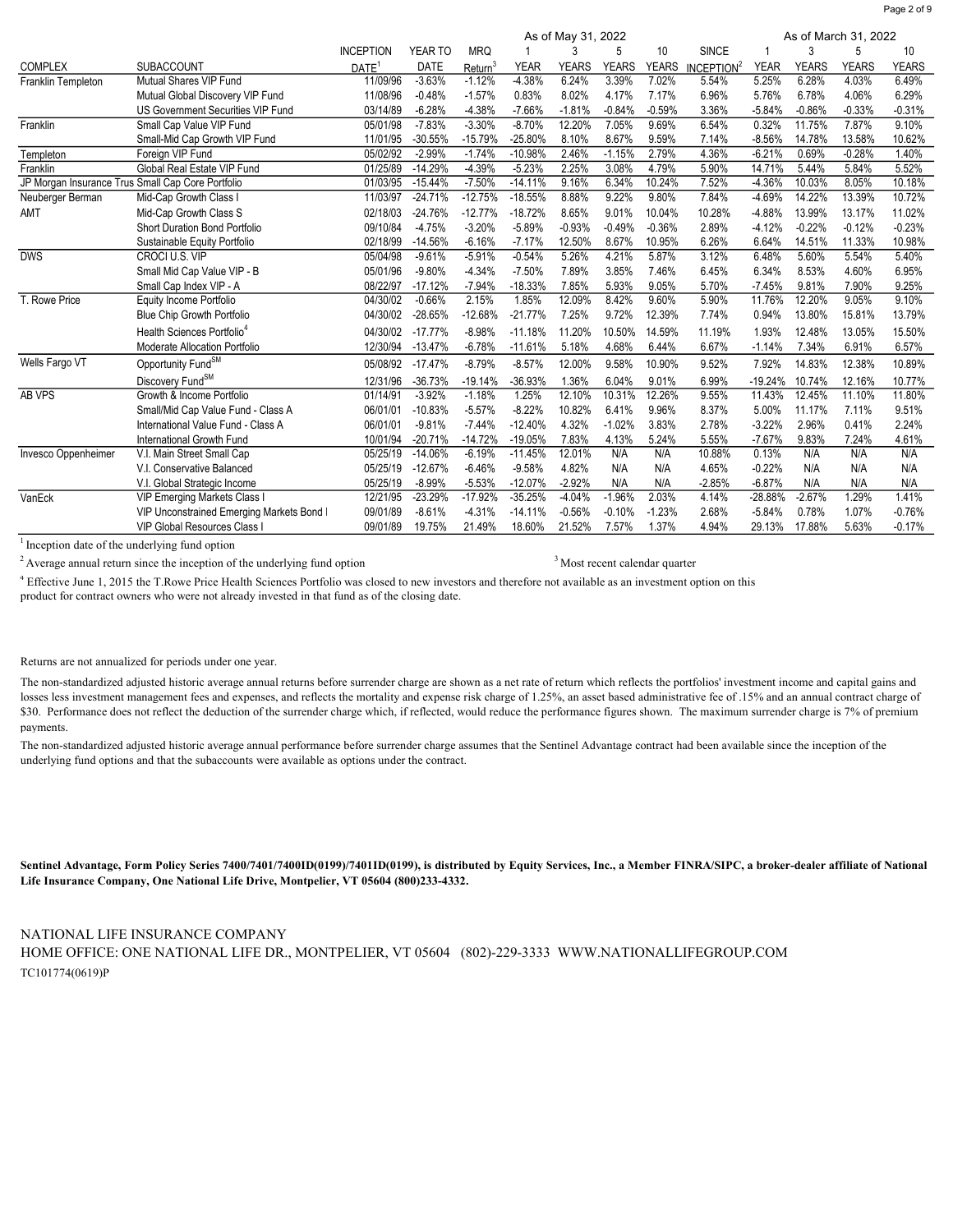| COMPLEX | SUBACCOUNT | INCEPTION DATE[1] | YEAR TO DATE | MRQ Return[3] | As of May 31, 2022 1 YEAR | 3 YEARS | 5 YEARS | 10 YEARS | SINCE INCEPTION[2] | As of March 31, 2022 1 YEAR | 3 YEARS | 5 YEARS | 10 YEARS |
|---|---|---|---|---|---|---|---|---|---|---|---|---|---|
| Franklin Templeton | Mutual Shares VIP Fund | 11/09/96 | -3.63% | -1.12% | -4.38% | 6.24% | 3.39% | 7.02% | 5.54% | 5.25% | 6.28% | 4.03% | 6.49% |
| | Mutual Global Discovery VIP Fund | 11/08/96 | -0.48% | -1.57% | 0.83% | 8.02% | 4.17% | 7.17% | 6.96% | 5.76% | 6.78% | 4.06% | 6.29% |
| | US Government Securities VIP Fund | 03/14/89 | -6.28% | -4.38% | -7.66% | -1.81% | -0.84% | -0.59% | 3.36% | -5.84% | -0.86% | -0.33% | -0.31% |
| Franklin | Small Cap Value VIP Fund | 05/01/98 | -7.83% | -3.30% | -8.70% | 12.20% | 7.05% | 9.69% | 6.54% | 0.32% | 11.75% | 7.87% | 9.10% |
| | Small-Mid Cap Growth VIP Fund | 11/01/95 | -30.55% | -15.79% | -25.80% | 8.10% | 8.67% | 9.59% | 7.14% | -8.56% | 14.78% | 13.58% | 10.62% |
| Templeton | Foreign VIP Fund | 05/02/92 | -2.99% | -1.74% | -10.98% | 2.46% | -1.15% | 2.79% | 4.36% | -6.21% | 0.69% | -0.28% | 1.40% |
| Franklin | Global Real Estate VIP Fund | 01/25/89 | -14.29% | -4.39% | -5.23% | 2.25% | 3.08% | 4.79% | 5.90% | 14.71% | 5.44% | 5.84% | 5.52% |
| JP Morgan Insurance Trus | Small Cap Core Portfolio | 01/03/95 | -15.44% | -7.50% | -14.11% | 9.16% | 6.34% | 10.24% | 7.52% | -4.36% | 10.03% | 8.05% | 10.18% |
| Neuberger Berman | Mid-Cap Growth Class I | 11/03/97 | -24.71% | -12.75% | -18.55% | 8.88% | 9.22% | 9.80% | 7.84% | -4.69% | 14.22% | 13.39% | 10.72% |
| AMT | Mid-Cap Growth Class S | 02/18/03 | -24.76% | -12.77% | -18.72% | 8.65% | 9.01% | 10.04% | 10.28% | -4.88% | 13.99% | 13.17% | 11.02% |
| | Short Duration Bond Portfolio | 09/10/84 | -4.75% | -3.20% | -5.89% | -0.93% | -0.49% | -0.36% | 2.89% | -4.12% | -0.22% | -0.12% | -0.23% |
| | Sustainable Equity Portfolio | 02/18/99 | -14.56% | -6.16% | -7.17% | 12.50% | 8.67% | 10.95% | 6.26% | 6.64% | 14.51% | 11.33% | 10.98% |
| DWS | CROCI U.S. VIP | 05/04/98 | -9.61% | -5.91% | -0.54% | 5.26% | 4.21% | 5.87% | 3.12% | 6.48% | 5.60% | 5.54% | 5.40% |
| | Small Mid Cap Value VIP - B | 05/01/96 | -9.80% | -4.34% | -7.50% | 7.89% | 3.85% | 7.46% | 6.45% | 6.34% | 8.53% | 4.60% | 6.95% |
| | Small Cap Index VIP - A | 08/22/97 | -17.12% | -7.94% | -18.33% | 7.85% | 5.93% | 9.05% | 5.70% | -7.45% | 9.81% | 7.90% | 9.25% |
| T. Rowe Price | Equity Income Portfolio | 04/30/02 | -0.66% | 2.15% | 1.85% | 12.09% | 8.42% | 9.60% | 5.90% | 11.76% | 12.20% | 9.05% | 9.10% |
| | Blue Chip Growth Portfolio | 04/30/02 | -28.65% | -12.68% | -21.77% | 7.25% | 9.72% | 12.39% | 7.74% | 0.94% | 13.80% | 15.81% | 13.79% |
| | Health Sciences Portfolio[4] | 04/30/02 | -17.77% | -8.98% | -11.18% | 11.20% | 10.50% | 14.59% | 11.19% | 1.93% | 12.48% | 13.05% | 15.50% |
| | Moderate Allocation Portfolio | 12/30/94 | -13.47% | -6.78% | -11.61% | 5.18% | 4.68% | 6.44% | 6.67% | -1.14% | 7.34% | 6.91% | 6.57% |
| Wells Fargo VT | Opportunity Fund[SM] | 05/08/92 | -17.47% | -8.79% | -8.57% | 12.00% | 9.58% | 10.90% | 9.52% | 7.92% | 14.83% | 12.38% | 10.89% |
| | Discovery Fund[SM] | 12/31/96 | -36.73% | -19.14% | -36.93% | 1.36% | 6.04% | 9.01% | 6.99% | -19.24% | 10.74% | 12.16% | 10.77% |
| AB VPS | Growth & Income Portfolio | 01/14/91 | -3.92% | -1.18% | 1.25% | 12.10% | 10.31% | 12.26% | 9.55% | 11.43% | 12.45% | 11.10% | 11.80% |
| | Small/Mid Cap Value Fund - Class A | 06/01/01 | -10.83% | -5.57% | -8.22% | 10.82% | 6.41% | 9.96% | 8.37% | 5.00% | 11.17% | 7.11% | 9.51% |
| | International Value Fund - Class A | 06/01/01 | -9.81% | -7.44% | -12.40% | 4.32% | -1.02% | 3.83% | 2.78% | -3.22% | 2.96% | 0.41% | 2.24% |
| | International Growth Fund | 10/01/94 | -20.71% | -14.72% | -19.05% | 7.83% | 4.13% | 5.24% | 5.55% | -7.67% | 9.83% | 7.24% | 4.61% |
| Invesco Oppenheimer | V.I. Main Street Small Cap | 05/25/19 | -14.06% | -6.19% | -11.45% | 12.01% | N/A | N/A | 10.88% | 0.13% | N/A | N/A | N/A |
| | V.I. Conservative Balanced | 05/25/19 | -12.67% | -6.46% | -9.58% | 4.82% | N/A | N/A | 4.65% | -0.22% | N/A | N/A | N/A |
| | V.I. Global Strategic Income | 05/25/19 | -8.99% | -5.53% | -12.07% | -2.92% | N/A | N/A | -2.85% | -6.87% | N/A | N/A | N/A |
| VanEck | VIP Emerging Markets Class I | 12/21/95 | -23.29% | -17.92% | -35.25% | -4.04% | -1.96% | 2.03% | 4.14% | -28.88% | -2.67% | 1.29% | 1.41% |
| | VIP Unconstrained Emerging Markets Bond I | 09/01/89 | -8.61% | -4.31% | -14.11% | -0.56% | -0.10% | -1.23% | 2.68% | -5.84% | 0.78% | 1.07% | -0.76% |
| | VIP Global Resources Class I | 09/01/89 | 19.75% | 21.49% | 18.60% | 21.52% | 7.57% | 1.37% | 4.94% | 29.13% | 17.88% | 5.63% | -0.17% |

[1] Inception date of the underlying fund option

[2] Average annual return since the inception of the underlying fund option

[3] Most recent calendar quarter

[4] Effective June 1, 2015 the T.Rowe Price Health Sciences Portfolio was closed to new investors and therefore not available as an investment option on this product for contract owners who were not already invested in that fund as of the closing date.

Returns are not annualized for periods under one year.

The non-standardized adjusted historic average annual returns before surrender charge are shown as a net rate of return which reflects the portfolios' investment income and capital gains and losses less investment management fees and expenses, and reflects the mortality and expense risk charge of 1.25%, an asset based administrative fee of .15% and an annual contract charge of $30. Performance does not reflect the deduction of the surrender charge which, if reflected, would reduce the performance figures shown. The maximum surrender charge is 7% of premium payments.

The non-standardized adjusted historic average annual performance before surrender charge assumes that the Sentinel Advantage contract had been available since the inception of the underlying fund options and that the subaccounts were available as options under the contract.

**Sentinel Advantage, Form Policy Series 7400/7401/7400ID(0199)/7401ID(0199), is distributed by Equity Services, Inc., a Member FINRA/SIPC, a broker-dealer affiliate of National Life Insurance Company, One National Life Drive, Montpelier, VT 05604 (800)233-4332.**

NATIONAL LIFE INSURANCE COMPANY
HOME OFFICE: ONE NATIONAL LIFE DR., MONTPELIER, VT 05604 (802)-229-3333 WWW.NATIONALLIFEGROUP.COM
TC101774(0619)P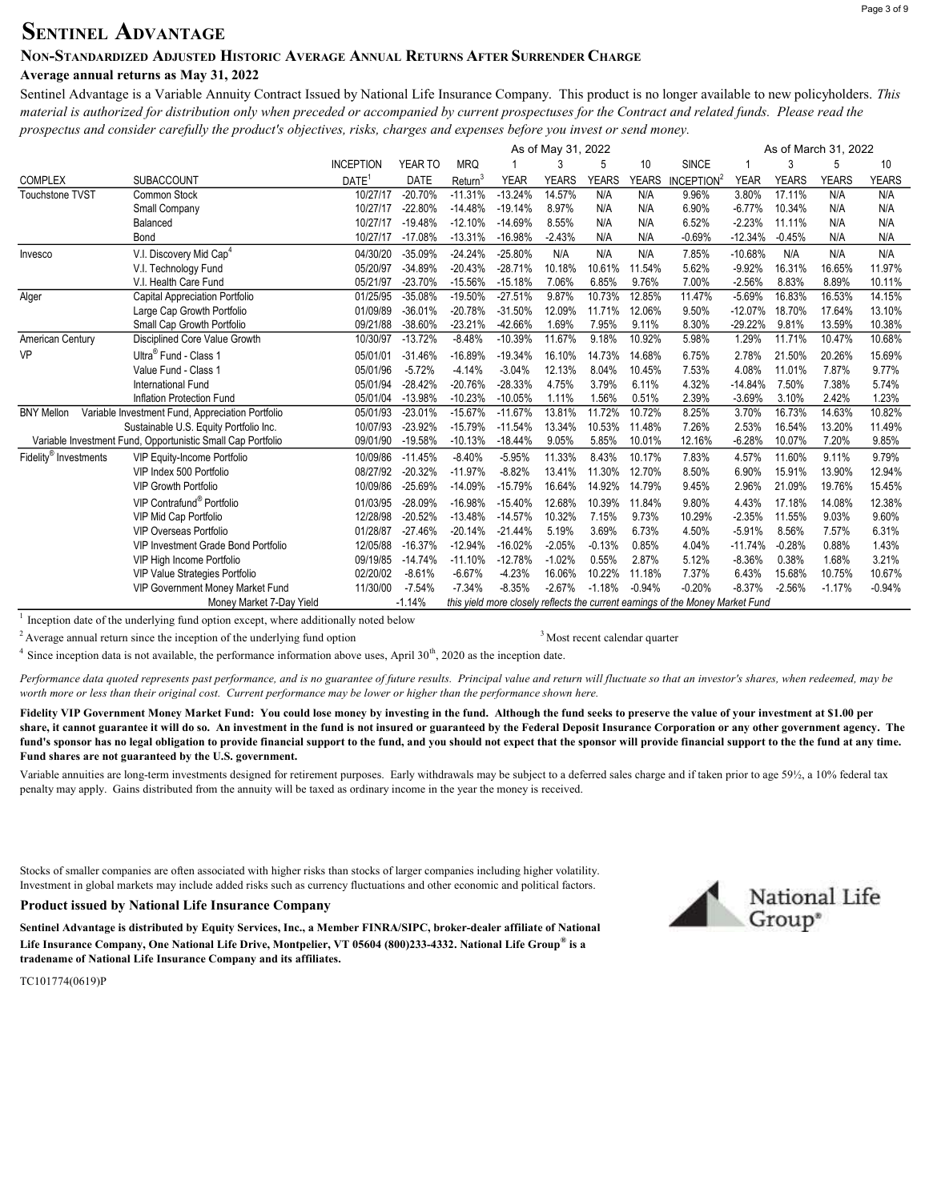# Sentinel Advantage

## Non-Standardized Adjusted Historic Average Annual Returns After Surrender Charge

**Average annual returns as May 31, 2022**

Sentinel Advantage is a Variable Annuity Contract Issued by National Life Insurance Company. This product is no longer available to new policyholders. *This material is authorized for distribution only when preceded or accompanied by current prospectuses for the Contract and related funds. Please read the prospectus and consider carefully the product's objectives, risks, charges and expenses before you invest or send money.*

| | | | | | As of May 31, 2022 | | | | | As of March 31, 2022 | | | |
|---|---|---|---|---|---|---|---|---|---|---|---|---|---|
| COMPLEX | SUBACCOUNT | INCEPTION DATE[1] | YEAR TO DATE | MRQ Return[3] | 1 YEAR | 3 YEARS | 5 YEARS | 10 YEARS | SINCE INCEPTION[2] | 1 YEAR | 3 YEARS | 5 YEARS | 10 YEARS |
| Touchstone TVST | Common Stock | 10/27/17 | -20.70% | -11.31% | -13.24% | 14.57% | N/A | N/A | 9.96% | 3.80% | 17.11% | N/A | N/A |
| | Small Company | 10/27/17 | -22.80% | -14.48% | -19.14% | 8.97% | N/A | N/A | 6.90% | -6.77% | 10.34% | N/A | N/A |
| | Balanced | 10/27/17 | -19.48% | -12.10% | -14.69% | 8.55% | N/A | N/A | 6.52% | -2.23% | 11.11% | N/A | N/A |
| | Bond | 10/27/17 | -17.08% | -13.31% | -16.98% | -2.43% | N/A | N/A | -0.69% | -12.34% | -0.45% | N/A | N/A |
| Invesco | V.I. Discovery Mid Cap[4] | 04/30/20 | -35.09% | -24.24% | -25.80% | N/A | N/A | N/A | 7.85% | -10.68% | N/A | N/A | N/A |
| | V.I. Technology Fund | 05/20/97 | -34.89% | -20.43% | -28.71% | 10.18% | 10.61% | 11.54% | 5.62% | -9.92% | 16.31% | 16.65% | 11.97% |
| | V.I. Health Care Fund | 05/21/97 | -23.70% | -15.56% | -15.18% | 7.06% | 6.85% | 9.76% | 7.00% | -2.56% | 8.83% | 8.89% | 10.11% |
| Alger | Capital Appreciation Portfolio | 01/25/95 | -35.08% | -19.50% | -27.51% | 9.87% | 10.73% | 12.85% | 11.47% | -5.69% | 16.83% | 16.53% | 14.15% |
| | Large Cap Growth Portfolio | 01/09/89 | -36.01% | -20.78% | -31.50% | 12.09% | 11.71% | 12.06% | 9.50% | -12.07% | 18.70% | 17.64% | 13.10% |
| | Small Cap Growth Portfolio | 09/21/88 | -38.60% | -23.21% | -42.66% | 1.69% | 7.95% | 9.11% | 8.30% | -29.22% | 9.81% | 13.59% | 10.38% |
| American Century VP | Disciplined Core Value Growth | 10/30/97 | -13.72% | -8.48% | -10.39% | 11.67% | 9.18% | 10.92% | 5.98% | 1.29% | 11.71% | 10.47% | 10.68% |
| | Ultra® Fund - Class 1 | 05/01/01 | -31.46% | -16.89% | -19.34% | 16.10% | 14.73% | 14.68% | 6.75% | 2.78% | 21.50% | 20.26% | 15.69% |
| | Value Fund - Class 1 | 05/01/96 | -5.72% | -4.14% | -3.04% | 12.13% | 8.04% | 10.45% | 7.53% | 4.08% | 11.01% | 7.87% | 9.77% |
| | International Fund | 05/01/94 | -28.42% | -20.76% | -28.33% | 4.75% | 3.79% | 6.11% | 4.32% | -14.84% | 7.50% | 7.38% | 5.74% |
| | Inflation Protection Fund | 05/01/04 | -13.98% | -10.23% | -10.05% | 1.11% | 1.56% | 0.51% | 2.39% | -3.69% | 3.10% | 2.42% | 1.23% |
| BNY Mellon | Variable Investment Fund, Appreciation Portfolio | 05/01/93 | -23.01% | -15.67% | -11.67% | 13.81% | 11.72% | 10.72% | 8.25% | 3.70% | 16.73% | 14.63% | 10.82% |
| | Sustainable U.S. Equity Portfolio Inc. | 10/07/93 | -23.92% | -15.79% | -11.54% | 13.34% | 10.53% | 11.48% | 7.26% | 2.53% | 16.54% | 13.20% | 11.49% |
| | Variable Investment Fund, Opportunistic Small Cap Portfolio | 09/01/90 | -19.58% | -10.13% | -18.44% | 9.05% | 5.85% | 10.01% | 12.16% | -6.28% | 10.07% | 7.20% | 9.85% |
| Fidelity® Investments | VIP Equity-Income Portfolio | 10/09/86 | -11.45% | -8.40% | -5.95% | 11.33% | 8.43% | 10.17% | 7.83% | 4.57% | 11.60% | 9.11% | 9.79% |
| | VIP Index 500 Portfolio | 08/27/92 | -20.32% | -11.97% | -8.82% | 13.41% | 11.30% | 12.70% | 8.50% | 6.90% | 15.91% | 13.90% | 12.94% |
| | VIP Growth Portfolio | 10/09/86 | -25.69% | -14.09% | -15.79% | 16.64% | 14.92% | 14.79% | 9.45% | 2.96% | 21.09% | 19.76% | 15.45% |
| | VIP Contrafund® Portfolio | 01/03/95 | -28.09% | -16.98% | -15.40% | 12.68% | 10.39% | 11.84% | 9.80% | 4.43% | 17.18% | 14.08% | 12.38% |
| | VIP Mid Cap Portfolio | 12/28/98 | -20.52% | -13.48% | -14.57% | 10.32% | 7.15% | 9.73% | 10.29% | -2.35% | 11.55% | 9.03% | 9.60% |
| | VIP Overseas Portfolio | 01/28/87 | -27.46% | -20.14% | -21.44% | 5.19% | 3.69% | 6.73% | 4.50% | -5.91% | 8.56% | 7.57% | 6.31% |
| | VIP Investment Grade Bond Portfolio | 12/05/88 | -16.37% | -12.94% | -16.02% | -2.05% | -0.13% | 0.85% | 4.04% | -11.74% | -0.28% | 0.88% | 1.43% |
| | VIP High Income Portfolio | 09/19/85 | -14.74% | -11.10% | -12.78% | -1.02% | 0.55% | 2.87% | 5.12% | -8.36% | 0.38% | 1.68% | 3.21% |
| | VIP Value Strategies Portfolio | 02/20/02 | -8.61% | -6.67% | -4.23% | 16.06% | 10.22% | 11.18% | 7.37% | 6.43% | 15.68% | 10.75% | 10.67% |
| | VIP Government Money Market Fund | 11/30/00 | -7.54% | -7.34% | -8.35% | -2.67% | -1.18% | -0.94% | -0.20% | -8.37% | -2.56% | -1.17% | -0.94% |
| | Money Market 7-Day Yield | | -1.14% | *this yield more closely reflects the current earnings of the Money Market Fund* | | | | | | | | | |

[1] Inception date of the underlying fund option except, where additionally noted below

[2] Average annual return since the inception of the underlying fund option

[3] Most recent calendar quarter

[4] Since inception data is not available, the performance information above uses, April 30th, 2020 as the inception date.

*Performance data quoted represents past performance, and is no guarantee of future results. Principal value and return will fluctuate so that an investor's shares, when redeemed, may be worth more or less than their original cost. Current performance may be lower or higher than the performance shown here.*

**Fidelity VIP Government Money Market Fund: You could lose money by investing in the fund. Although the fund seeks to preserve the value of your investment at $1.00 per share, it cannot guarantee it will do so. An investment in the fund is not insured or guaranteed by the Federal Deposit Insurance Corporation or any other government agency. The fund's sponsor has no legal obligation to provide financial support to the fund, and you should not expect that the sponsor will provide financial support to the the fund at any time. Fund shares are not guaranteed by the U.S. government.**

Variable annuities are long-term investments designed for retirement purposes. Early withdrawals may be subject to a deferred sales charge and if taken prior to age 59½, a 10% federal tax penalty may apply. Gains distributed from the annuity will be taxed as ordinary income in the year the money is received.

Stocks of smaller companies are often associated with higher risks than stocks of larger companies including higher volatility. Investment in global markets may include added risks such as currency fluctuations and other economic and political factors.

**Product issued by National Life Insurance Company**

**Sentinel Advantage is distributed by Equity Services, Inc., a Member FINRA/SIPC, broker-dealer affiliate of National Life Insurance Company, One National Life Drive, Montpelier, VT 05604 (800)233-4332. National Life Group® is a tradename of National Life Insurance Company and its affiliates.**

National Life Group®

TC101774(0619)P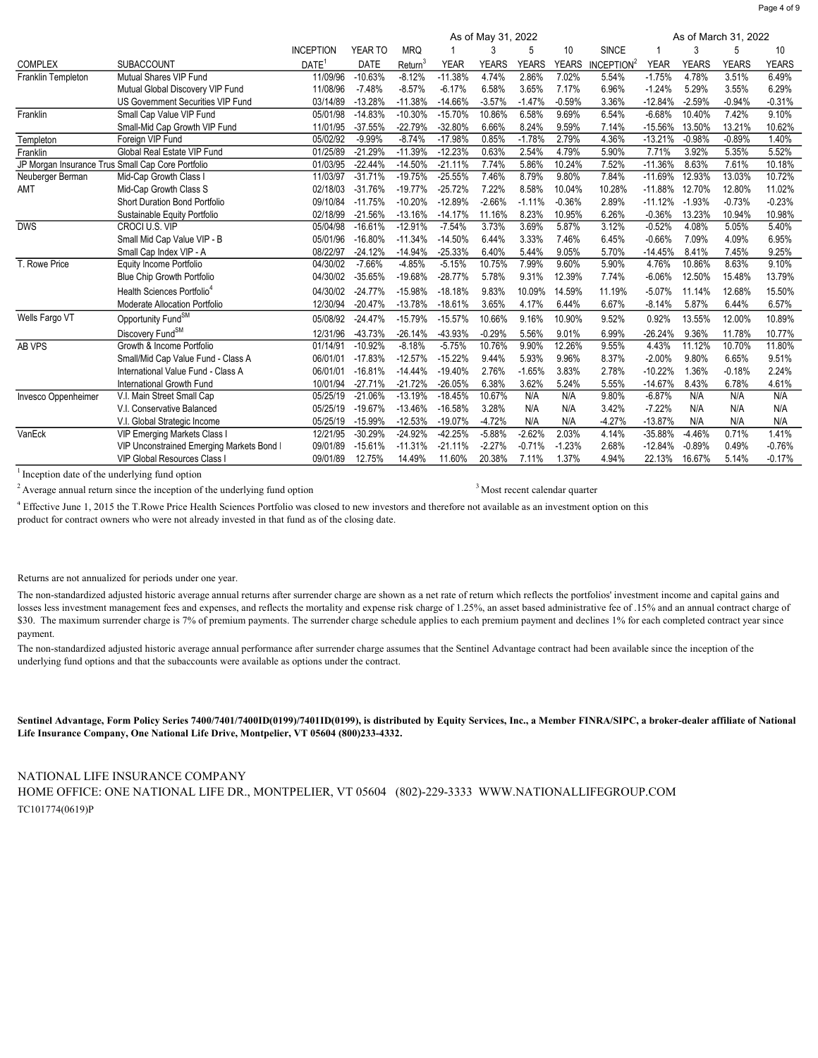| | | | | | As of May 31, 2022 | | | | | As of March 31, 2022 | | | |
|---|---|---|---|---|---|---|---|---|---|---|---|---|---|
| COMPLEX | SUBACCOUNT | INCEPTION DATE[1] | YEAR TO DATE | MRQ Return[3] | 1 YEAR | 3 YEARS | 5 YEARS | 10 YEARS | SINCE INCEPTION[2] | 1 YEAR | 3 YEARS | 5 YEARS | 10 YEARS |
| Franklin Templeton | Mutual Shares VIP Fund | 11/09/96 | -10.63% | -8.12% | -11.38% | 4.74% | 2.86% | 7.02% | 5.54% | -1.75% | 4.78% | 3.51% | 6.49% |
| | Mutual Global Discovery VIP Fund | 11/08/96 | -7.48% | -8.57% | -6.17% | 6.58% | 3.65% | 7.17% | 6.96% | -1.24% | 5.29% | 3.55% | 6.29% |
| | US Government Securities VIP Fund | 03/14/89 | -13.28% | -11.38% | -14.66% | -3.57% | -1.47% | -0.59% | 3.36% | -12.84% | -2.59% | -0.94% | -0.31% |
| Franklin | Small Cap Value VIP Fund | 05/01/98 | -14.83% | -10.30% | -15.70% | 10.86% | 6.58% | 9.69% | 6.54% | -6.68% | 10.40% | 7.42% | 9.10% |
| | Small-Mid Cap Growth VIP Fund | 11/01/95 | -37.55% | -22.79% | -32.80% | 6.66% | 8.24% | 9.59% | 7.14% | -15.56% | 13.50% | 13.21% | 10.62% |
| Templeton | Foreign VIP Fund | 05/02/92 | -9.99% | -8.74% | -17.98% | 0.85% | -1.78% | 2.79% | 4.36% | -13.21% | -0.98% | -0.89% | 1.40% |
| Franklin | Global Real Estate VIP Fund | 01/25/89 | -21.29% | -11.39% | -12.23% | 0.63% | 2.54% | 4.79% | 5.90% | 7.71% | 3.92% | 5.35% | 5.52% |
| JP Morgan Insurance Trus | Small Cap Core Portfolio | 01/03/95 | -22.44% | -14.50% | -21.11% | 7.74% | 5.86% | 10.24% | 7.52% | -11.36% | 8.63% | 7.61% | 10.18% |
| Neuberger Berman | Mid-Cap Growth Class I | 11/03/97 | -31.71% | -19.75% | -25.55% | 7.46% | 8.79% | 9.80% | 7.84% | -11.69% | 12.93% | 13.03% | 10.72% |
| AMT | Mid-Cap Growth Class S | 02/18/03 | -31.76% | -19.77% | -25.72% | 7.22% | 8.58% | 10.04% | 10.28% | -11.88% | 12.70% | 12.80% | 11.02% |
| | Short Duration Bond Portfolio | 09/10/84 | -11.75% | -10.20% | -12.89% | -2.66% | -1.11% | -0.36% | 2.89% | -11.12% | -1.93% | -0.73% | -0.23% |
| | Sustainable Equity Portfolio | 02/18/99 | -21.56% | -13.16% | -14.17% | 11.16% | 8.23% | 10.95% | 6.26% | -0.36% | 13.23% | 10.94% | 10.98% |
| DWS | CROCI U.S. VIP | 05/04/98 | -16.61% | -12.91% | -7.54% | 3.73% | 3.69% | 5.87% | 3.12% | -0.52% | 4.08% | 5.05% | 5.40% |
| | Small Mid Cap Value VIP - B | 05/01/96 | -16.80% | -11.34% | -14.50% | 6.44% | 3.33% | 7.46% | 6.45% | -0.66% | 7.09% | 4.09% | 6.95% |
| | Small Cap Index VIP - A | 08/22/97 | -24.12% | -14.94% | -25.33% | 6.40% | 5.44% | 9.05% | 5.70% | -14.45% | 8.41% | 7.45% | 9.25% |
| T. Rowe Price | Equity Income Portfolio | 04/30/02 | -7.66% | -4.85% | -5.15% | 10.75% | 7.99% | 9.60% | 5.90% | 4.76% | 10.86% | 8.63% | 9.10% |
| | Blue Chip Growth Portfolio | 04/30/02 | -35.65% | -19.68% | -28.77% | 5.78% | 9.31% | 12.39% | 7.74% | -6.06% | 12.50% | 15.48% | 13.79% |
| | Health Sciences Portfolio[4] | 04/30/02 | -24.77% | -15.98% | -18.18% | 9.83% | 10.09% | 14.59% | 11.19% | -5.07% | 11.14% | 12.68% | 15.50% |
| | Moderate Allocation Portfolio | 12/30/94 | -20.47% | -13.78% | -18.61% | 3.65% | 4.17% | 6.44% | 6.67% | -8.14% | 5.87% | 6.44% | 6.57% |
| Wells Fargo VT | Opportunity Fund[SM] | 05/08/92 | -24.47% | -15.79% | -15.57% | 10.66% | 9.16% | 10.90% | 9.52% | 0.92% | 13.55% | 12.00% | 10.89% |
| | Discovery Fund[SM] | 12/31/96 | -43.73% | -26.14% | -43.93% | -0.29% | 5.56% | 9.01% | 6.99% | -26.24% | 9.36% | 11.78% | 10.77% |
| AB VPS | Growth & Income Portfolio | 01/14/91 | -10.92% | -8.18% | -5.75% | 10.76% | 9.90% | 12.26% | 9.55% | 4.43% | 11.12% | 10.70% | 11.80% |
| | Small/Mid Cap Value Fund - Class A | 06/01/01 | -17.83% | -12.57% | -15.22% | 9.44% | 5.93% | 9.96% | 8.37% | -2.00% | 9.80% | 6.65% | 9.51% |
| | International Value Fund - Class A | 06/01/01 | -16.81% | -14.44% | -19.40% | 2.76% | -1.65% | 3.83% | 2.78% | -10.22% | 1.36% | -0.18% | 2.24% |
| | International Growth Fund | 10/01/94 | -27.71% | -21.72% | -26.05% | 6.38% | 3.62% | 5.24% | 5.55% | -14.67% | 8.43% | 6.78% | 4.61% |
| Invesco Oppenheimer | V.I. Main Street Small Cap | 05/25/19 | -21.06% | -13.19% | -18.45% | 10.67% | N/A | N/A | 9.80% | -6.87% | N/A | N/A | N/A |
| | V.I. Conservative Balanced | 05/25/19 | -19.67% | -13.46% | -16.58% | 3.28% | N/A | N/A | 3.42% | -7.22% | N/A | N/A | N/A |
| | V.I. Global Strategic Income | 05/25/19 | -15.99% | -12.53% | -19.07% | -4.72% | N/A | N/A | -4.27% | -13.87% | N/A | N/A | N/A |
| VanEck | VIP Emerging Markets Class I | 12/21/95 | -30.29% | -24.92% | -42.25% | -5.88% | -2.62% | 2.03% | 4.14% | -35.88% | -4.46% | 0.71% | 1.41% |
| | VIP Unconstrained Emerging Markets Bond I | 09/01/89 | -15.61% | -11.31% | -21.11% | -2.27% | -0.71% | -1.23% | 2.68% | -12.84% | -0.89% | 0.49% | -0.76% |
| | VIP Global Resources Class I | 09/01/89 | 12.75% | 14.49% | 11.60% | 20.38% | 7.11% | 1.37% | 4.94% | 22.13% | 16.67% | 5.14% | -0.17% |

[1] Inception date of the underlying fund option

[2] Average annual return since the inception of the underlying fund option

[3] Most recent calendar quarter

[4] Effective June 1, 2015 the T.Rowe Price Health Sciences Portfolio was closed to new investors and therefore not available as an investment option on this product for contract owners who were not already invested in that fund as of the closing date.

Returns are not annualized for periods under one year.

The non-standardized adjusted historic average annual returns after surrender charge are shown as a net rate of return which reflects the portfolios' investment income and capital gains and losses less investment management fees and expenses, and reflects the mortality and expense risk charge of 1.25%, an asset based administrative fee of .15% and an annual contract charge of $30. The maximum surrender charge is 7% of premium payments. The surrender charge schedule applies to each premium payment and declines 1% for each completed contract year since payment.

The non-standardized adjusted historic average annual performance after surrender charge assumes that the Sentinel Advantage contract had been available since the inception of the underlying fund options and that the subaccounts were available as options under the contract.

**Sentinel Advantage, Form Policy Series 7400/7401/7400ID(0199)/7401ID(0199), is distributed by Equity Services, Inc., a Member FINRA/SIPC, a broker-dealer affiliate of National Life Insurance Company, One National Life Drive, Montpelier, VT 05604 (800)233-4332.**

NATIONAL LIFE INSURANCE COMPANY
HOME OFFICE: ONE NATIONAL LIFE DR., MONTPELIER, VT 05604 (802)-229-3333 WWW.NATIONALLIFEGROUP.COM
TC101774(0619)P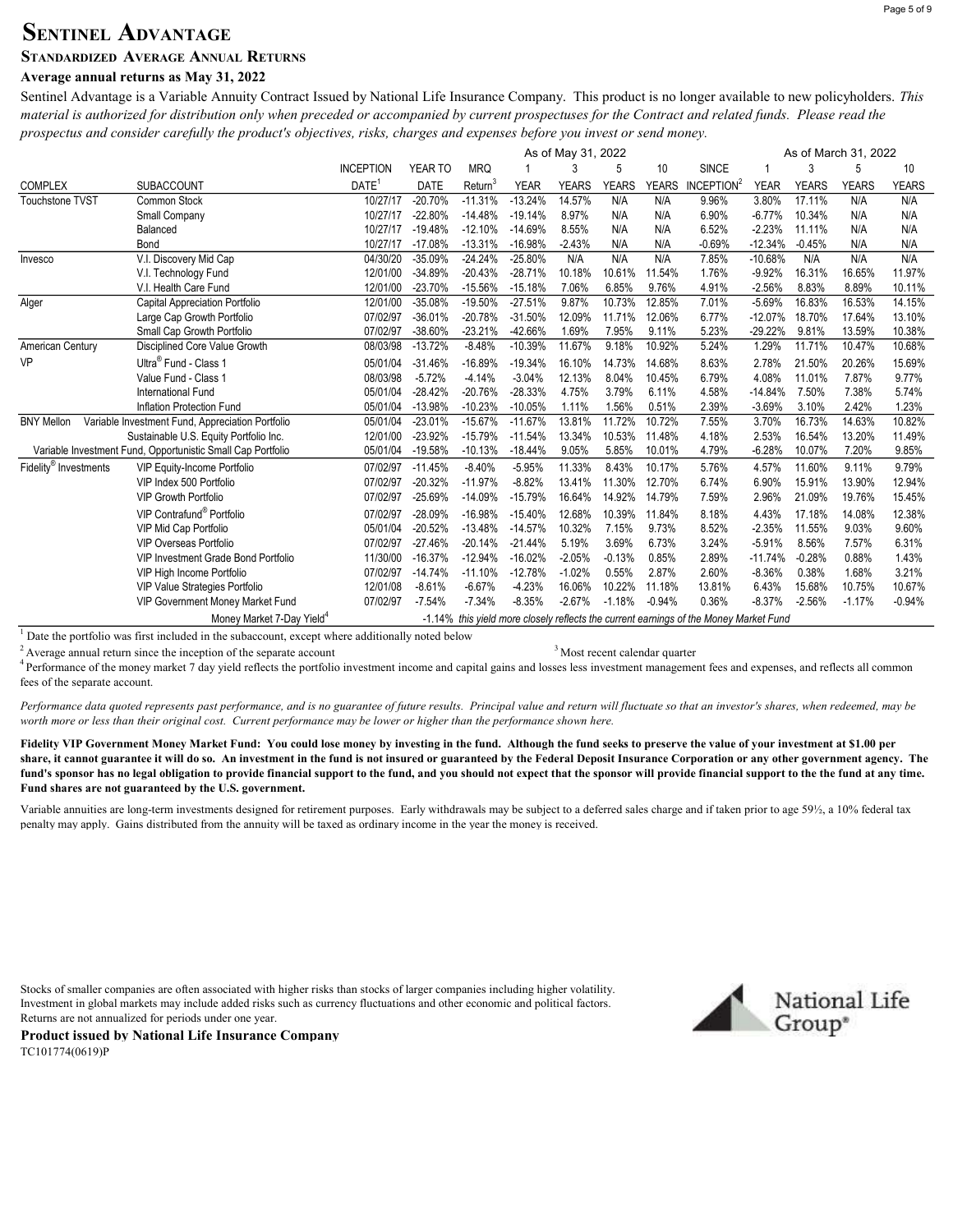# Sentinel Advantage

## Standardized Average Annual Returns

**Average annual returns as May 31, 2022**

Sentinel Advantage is a Variable Annuity Contract Issued by National Life Insurance Company. This product is no longer available to new policyholders. *This material is authorized for distribution only when preceded or accompanied by current prospectuses for the Contract and related funds. Please read the prospectus and consider carefully the product's objectives, risks, charges and expenses before you invest or send money.*

| | | | | | As of May 31, 2022 | | | | | As of March 31, 2022 | | | |
|---|---|---|---|---|---|---|---|---|---|---|---|---|---|
| COMPLEX | SUBACCOUNT | INCEPTION DATE[1] | YEAR TO DATE | MRQ Return[3] | 1 YEAR | 3 YEARS | 5 YEARS | 10 YEARS | SINCE INCEPTION[2] | 1 YEAR | 3 YEARS | 5 YEARS | 10 YEARS |
| Touchstone TVST | Common Stock | 10/27/17 | -20.70% | -11.31% | -13.24% | 14.57% | N/A | N/A | 9.96% | 3.80% | 17.11% | N/A | N/A |
| | Small Company | 10/27/17 | -22.80% | -14.48% | -19.14% | 8.97% | N/A | N/A | 6.90% | -6.77% | 10.34% | N/A | N/A |
| | Balanced | 10/27/17 | -19.48% | -12.10% | -14.69% | 8.55% | N/A | N/A | 6.52% | -2.23% | 11.11% | N/A | N/A |
| | Bond | 10/27/17 | -17.08% | -13.31% | -16.98% | -2.43% | N/A | N/A | -0.69% | -12.34% | -0.45% | N/A | N/A |
| Invesco | V.I. Discovery Mid Cap | 04/30/20 | -35.09% | -24.24% | -25.80% | N/A | N/A | N/A | 7.85% | -10.68% | N/A | N/A | N/A |
| | V.I. Technology Fund | 12/01/00 | -34.89% | -20.43% | -28.71% | 10.18% | 10.61% | 11.54% | 1.76% | -9.92% | 16.31% | 16.65% | 11.97% |
| | V.I. Health Care Fund | 12/01/00 | -23.70% | -15.56% | -15.18% | 7.06% | 6.85% | 9.76% | 4.91% | -2.56% | 8.83% | 8.89% | 10.11% |
| Alger | Capital Appreciation Portfolio | 12/01/00 | -35.08% | -19.50% | -27.51% | 9.87% | 10.73% | 12.85% | 7.01% | -5.69% | 16.83% | 16.53% | 14.15% |
| | Large Cap Growth Portfolio | 07/02/97 | -36.01% | -20.78% | -31.50% | 12.09% | 11.71% | 12.06% | 6.77% | -12.07% | 18.70% | 17.64% | 13.10% |
| | Small Cap Growth Portfolio | 07/02/97 | -38.60% | -23.21% | -42.66% | 1.69% | 7.95% | 9.11% | 5.23% | -29.22% | 9.81% | 13.59% | 10.38% |
| American Century VP | Disciplined Core Value Growth | 08/03/98 | -13.72% | -8.48% | -10.39% | 11.67% | 9.18% | 10.92% | 5.24% | 1.29% | 11.71% | 10.47% | 10.68% |
| | Ultra® Fund - Class 1 | 05/01/04 | -31.46% | -16.89% | -19.34% | 16.10% | 14.73% | 14.68% | 8.63% | 2.78% | 21.50% | 20.26% | 15.69% |
| | Value Fund - Class 1 | 08/03/98 | -5.72% | -4.14% | -3.04% | 12.13% | 8.04% | 10.45% | 6.79% | 4.08% | 11.01% | 7.87% | 9.77% |
| | International Fund | 05/01/04 | -28.42% | -20.76% | -28.33% | 4.75% | 3.79% | 6.11% | 4.58% | -14.84% | 7.50% | 7.38% | 5.74% |
| | Inflation Protection Fund | 05/01/04 | -13.98% | -10.23% | -10.05% | 1.11% | 1.56% | 0.51% | 2.39% | -3.69% | 3.10% | 2.42% | 1.23% |
| BNY Mellon | Variable Investment Fund, Appreciation Portfolio | 05/01/04 | -23.01% | -15.67% | -11.67% | 13.81% | 11.72% | 10.72% | 7.55% | 3.70% | 16.73% | 14.63% | 10.82% |
| | Sustainable U.S. Equity Portfolio Inc. | 12/01/00 | -23.92% | -15.79% | -11.54% | 13.34% | 10.53% | 11.48% | 4.18% | 2.53% | 16.54% | 13.20% | 11.49% |
| | Variable Investment Fund, Opportunistic Small Cap Portfolio | 05/01/04 | -19.58% | -10.13% | -18.44% | 9.05% | 5.85% | 10.01% | 4.79% | -6.28% | 10.07% | 7.20% | 9.85% |
| Fidelity® Investments | VIP Equity-Income Portfolio | 07/02/97 | -11.45% | -8.40% | -5.95% | 11.33% | 8.43% | 10.17% | 5.76% | 4.57% | 11.60% | 9.11% | 9.79% |
| | VIP Index 500 Portfolio | 07/02/97 | -20.32% | -11.97% | -8.82% | 13.41% | 11.30% | 12.70% | 6.74% | 6.90% | 15.91% | 13.90% | 12.94% |
| | VIP Growth Portfolio | 07/02/97 | -25.69% | -14.09% | -15.79% | 16.64% | 14.92% | 14.79% | 7.59% | 2.96% | 21.09% | 19.76% | 15.45% |
| | VIP Contrafund® Portfolio | 07/02/97 | -28.09% | -16.98% | -15.40% | 12.68% | 10.39% | 11.84% | 8.18% | 4.43% | 17.18% | 14.08% | 12.38% |
| | VIP Mid Cap Portfolio | 05/01/04 | -20.52% | -13.48% | -14.57% | 10.32% | 7.15% | 9.73% | 8.52% | -2.35% | 11.55% | 9.03% | 9.60% |
| | VIP Overseas Portfolio | 07/02/97 | -27.46% | -20.14% | -21.44% | 5.19% | 3.69% | 6.73% | 3.24% | -5.91% | 8.56% | 7.57% | 6.31% |
| | VIP Investment Grade Bond Portfolio | 11/30/00 | -16.37% | -12.94% | -16.02% | -2.05% | -0.13% | 0.85% | 2.89% | -11.74% | -0.28% | 0.88% | 1.43% |
| | VIP High Income Portfolio | 07/02/97 | -14.74% | -11.10% | -12.78% | -1.02% | 0.55% | 2.87% | 2.60% | -8.36% | 0.38% | 1.68% | 3.21% |
| | VIP Value Strategies Portfolio | 12/01/08 | -8.61% | -6.67% | -4.23% | 16.06% | 10.22% | 11.18% | 13.81% | 6.43% | 15.68% | 10.75% | 10.67% |
| | VIP Government Money Market Fund | 07/02/97 | -7.54% | -7.34% | -8.35% | -2.67% | -1.18% | -0.94% | 0.36% | -8.37% | -2.56% | -1.17% | -0.94% |
| | Money Market 7-Day Yield[4] | | | | -1.14% *this yield more closely reflects the current earnings of the Money Market Fund* | | | | | | | | |

[1] Date the portfolio was first included in the subaccount, except where additionally noted below

[2] Average annual return since the inception of the separate account

[3] Most recent calendar quarter

[4] Performance of the money market 7 day yield reflects the portfolio investment income and capital gains and losses less investment management fees and expenses, and reflects all common fees of the separate account.

*Performance data quoted represents past performance, and is no guarantee of future results. Principal value and return will fluctuate so that an investor's shares, when redeemed, may be worth more or less than their original cost. Current performance may be lower or higher than the performance shown here.*

**Fidelity VIP Government Money Market Fund: You could lose money by investing in the fund. Although the fund seeks to preserve the value of your investment at $1.00 per share, it cannot guarantee it will do so. An investment in the fund is not insured or guaranteed by the Federal Deposit Insurance Corporation or any other government agency. The fund's sponsor has no legal obligation to provide financial support to the fund, and you should not expect that the sponsor will provide financial support to the the fund at any time. Fund shares are not guaranteed by the U.S. government.**

Variable annuities are long-term investments designed for retirement purposes. Early withdrawals may be subject to a deferred sales charge and if taken prior to age 59½, a 10% federal tax penalty may apply. Gains distributed from the annuity will be taxed as ordinary income in the year the money is received.

Stocks of smaller companies are often associated with higher risks than stocks of larger companies including higher volatility.
Investment in global markets may include added risks such as currency fluctuations and other economic and political factors.
Returns are not annualized for periods under one year.

**Product issued by National Life Insurance Company**

TC101774(0619)P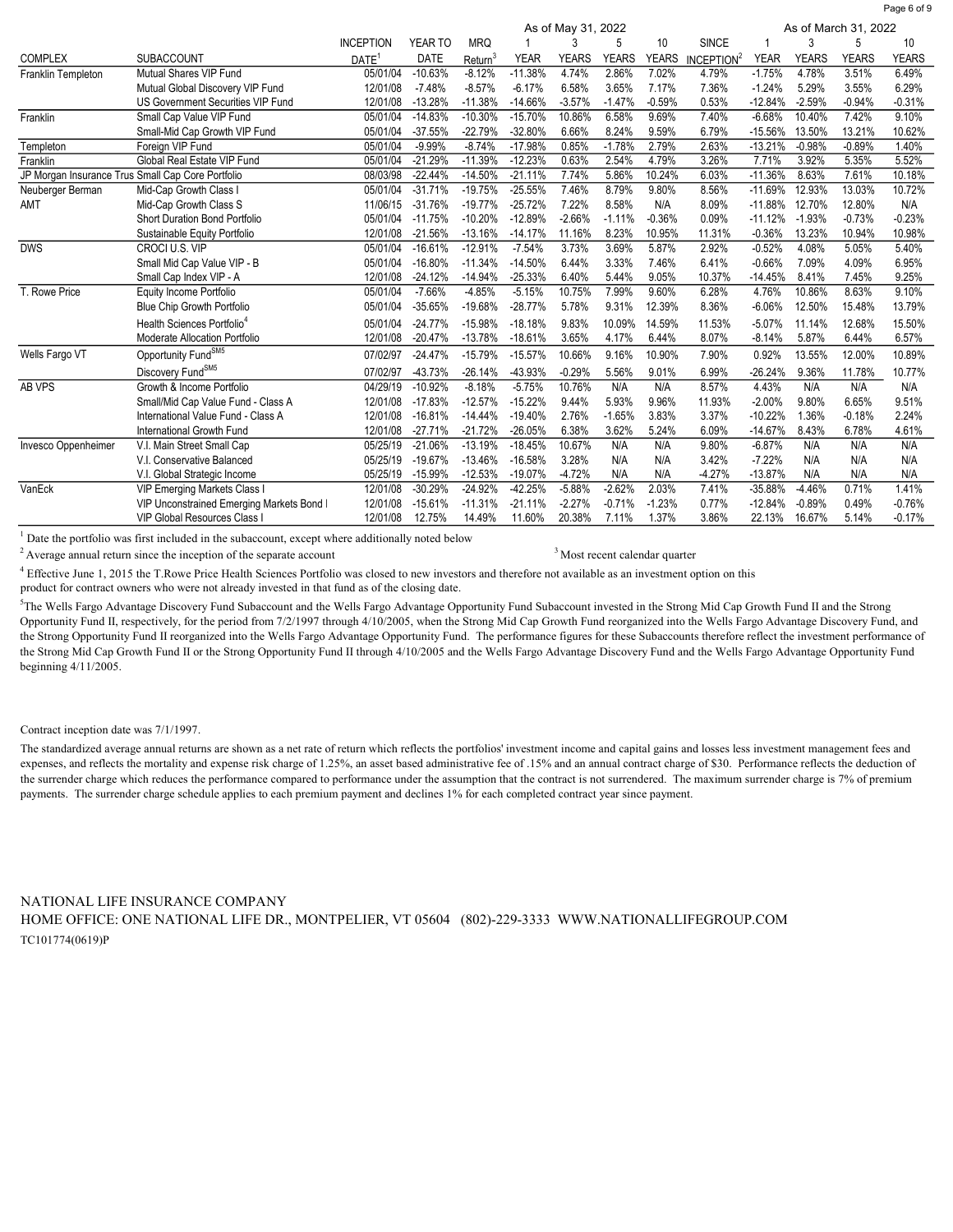| COMPLEX | SUBACCOUNT | INCEPTION DATE[1] | YEAR TO DATE | MRQ Return[3] | As of May 31, 2022 1 YEAR | 3 YEARS | 5 YEARS | 10 YEARS | SINCE INCEPTION[2] | As of March 31, 2022 1 YEAR | 3 YEARS | 5 YEARS | 10 YEARS |
|---|---|---|---|---|---|---|---|---|---|---|---|---|---|
| Franklin Templeton | Mutual Shares VIP Fund | 05/01/04 | -10.63% | -8.12% | -11.38% | 4.74% | 2.86% | 7.02% | 4.79% | -1.75% | 4.78% | 3.51% | 6.49% |
| | Mutual Global Discovery VIP Fund | 12/01/08 | -7.48% | -8.57% | -6.17% | 6.58% | 3.65% | 7.17% | 7.36% | -1.24% | 5.29% | 3.55% | 6.29% |
| | US Government Securities VIP Fund | 12/01/08 | -13.28% | -11.38% | -14.66% | -3.57% | -1.47% | -0.59% | 0.53% | -12.84% | -2.59% | -0.94% | -0.31% |
| Franklin | Small Cap Value VIP Fund | 05/01/04 | -14.83% | -10.30% | -15.70% | 10.86% | 6.58% | 9.69% | 7.40% | -6.68% | 10.40% | 7.42% | 9.10% |
| | Small-Mid Cap Growth VIP Fund | 05/01/04 | -37.55% | -22.79% | -32.80% | 6.66% | 8.24% | 9.59% | 6.79% | -15.56% | 13.50% | 13.21% | 10.62% |
| Templeton | Foreign VIP Fund | 05/01/04 | -9.99% | -8.74% | -17.98% | 0.85% | -1.78% | 2.79% | 2.63% | -13.21% | -0.98% | -0.89% | 1.40% |
| Franklin | Global Real Estate VIP Fund | 05/01/04 | -21.29% | -11.39% | -12.23% | 0.63% | 2.54% | 4.79% | 3.26% | 7.71% | 3.92% | 5.35% | 5.52% |
| JP Morgan Insurance Trus | Small Cap Core Portfolio | 08/03/98 | -22.44% | -14.50% | -21.11% | 7.74% | 5.86% | 10.24% | 6.03% | -11.36% | 8.63% | 7.61% | 10.18% |
| Neuberger Berman AMT | Mid-Cap Growth Class I | 05/01/04 | -31.71% | -19.75% | -25.55% | 7.46% | 8.79% | 9.80% | 8.56% | -11.69% | 12.93% | 13.03% | 10.72% |
| | Mid-Cap Growth Class S | 11/06/15 | -31.76% | -19.77% | -25.72% | 7.22% | 8.58% | N/A | 8.09% | -11.88% | 12.70% | 12.80% | N/A |
| | Short Duration Bond Portfolio | 05/01/04 | -11.75% | -10.20% | -12.89% | -2.66% | -1.11% | -0.36% | 0.09% | -11.12% | -1.93% | -0.73% | -0.23% |
| | Sustainable Equity Portfolio | 12/01/08 | -21.56% | -13.16% | -14.17% | 11.16% | 8.23% | 10.95% | 11.31% | -0.36% | 13.23% | 10.94% | 10.98% |
| DWS | CROCI U.S. VIP | 05/01/04 | -16.61% | -12.91% | -7.54% | 3.73% | 3.69% | 5.87% | 2.92% | -0.52% | 4.08% | 5.05% | 5.40% |
| | Small Mid Cap Value VIP - B | 05/01/04 | -16.80% | -11.34% | -14.50% | 6.44% | 3.33% | 7.46% | 6.41% | -0.66% | 7.09% | 4.09% | 6.95% |
| | Small Cap Index VIP - A | 12/01/08 | -24.12% | -14.94% | -25.33% | 6.40% | 5.44% | 9.05% | 10.37% | -14.45% | 8.41% | 7.45% | 9.25% |
| T. Rowe Price | Equity Income Portfolio | 05/01/04 | -7.66% | -4.85% | -5.15% | 10.75% | 7.99% | 9.60% | 6.28% | 4.76% | 10.86% | 8.63% | 9.10% |
| | Blue Chip Growth Portfolio | 05/01/04 | -35.65% | -19.68% | -28.77% | 5.78% | 9.31% | 12.39% | 8.36% | -6.06% | 12.50% | 15.48% | 13.79% |
| | Health Sciences Portfolio[4] | 05/01/04 | -24.77% | -15.98% | -18.18% | 9.83% | 10.09% | 14.59% | 11.53% | -5.07% | 11.14% | 12.68% | 15.50% |
| | Moderate Allocation Portfolio | 12/01/08 | -20.47% | -13.78% | -18.61% | 3.65% | 4.17% | 6.44% | 8.07% | -8.14% | 5.87% | 6.44% | 6.57% |
| Wells Fargo VT | Opportunity Fund[SM5] | 07/02/97 | -24.47% | -15.79% | -15.57% | 10.66% | 9.16% | 10.90% | 7.90% | 0.92% | 13.55% | 12.00% | 10.89% |
| | Discovery Fund[SM5] | 07/02/97 | -43.73% | -26.14% | -43.93% | -0.29% | 5.56% | 9.01% | 6.99% | -26.24% | 9.36% | 11.78% | 10.77% |
| AB VPS | Growth & Income Portfolio | 04/29/19 | -10.92% | -8.18% | -5.75% | 10.76% | N/A | N/A | 8.57% | 4.43% | N/A | N/A | N/A |
| | Small/Mid Cap Value Fund - Class A | 12/01/08 | -17.83% | -12.57% | -15.22% | 9.44% | 5.93% | 9.96% | 11.93% | -2.00% | 9.80% | 6.65% | 9.51% |
| | International Value Fund - Class A | 12/01/08 | -16.81% | -14.44% | -19.40% | 2.76% | -1.65% | 3.83% | 3.37% | -10.22% | 1.36% | -0.18% | 2.24% |
| | International Growth Fund | 12/01/08 | -27.71% | -21.72% | -26.05% | 6.38% | 3.62% | 5.24% | 6.09% | -14.67% | 8.43% | 6.78% | 4.61% |
| Invesco Oppenheimer | V.I. Main Street Small Cap | 05/25/19 | -21.06% | -13.19% | -18.45% | 10.67% | N/A | N/A | 9.80% | -6.87% | N/A | N/A | N/A |
| | V.I. Conservative Balanced | 05/25/19 | -19.67% | -13.46% | -16.58% | 3.28% | N/A | N/A | 3.42% | -7.22% | N/A | N/A | N/A |
| | V.I. Global Strategic Income | 05/25/19 | -15.99% | -12.53% | -19.07% | -4.72% | N/A | N/A | -4.27% | -13.87% | N/A | N/A | N/A |
| VanEck | VIP Emerging Markets Class I | 12/01/08 | -30.29% | -24.92% | -42.25% | -5.88% | -2.62% | 2.03% | 7.41% | -35.88% | -4.46% | 0.71% | 1.41% |
| | VIP Unconstrained Emerging Markets Bond I | 12/01/08 | -15.61% | -11.31% | -21.11% | -2.27% | -0.71% | -1.23% | 0.77% | -12.84% | -0.89% | 0.49% | -0.76% |
| | VIP Global Resources Class I | 12/01/08 | 12.75% | 14.49% | 11.60% | 20.38% | 7.11% | 1.37% | 3.86% | 22.13% | 16.67% | 5.14% | -0.17% |

[1] Date the portfolio was first included in the subaccount, except where additionally noted below

[2] Average annual return since the inception of the separate account

[3] Most recent calendar quarter

[4] Effective June 1, 2015 the T.Rowe Price Health Sciences Portfolio was closed to new investors and therefore not available as an investment option on this product for contract owners who were not already invested in that fund as of the closing date.

[5]The Wells Fargo Advantage Discovery Fund Subaccount and the Wells Fargo Advantage Opportunity Fund Subaccount invested in the Strong Mid Cap Growth Fund II and the Strong Opportunity Fund II, respectively, for the period from 7/2/1997 through 4/10/2005, when the Strong Mid Cap Growth Fund reorganized into the Wells Fargo Advantage Discovery Fund, and the Strong Opportunity Fund II reorganized into the Wells Fargo Advantage Opportunity Fund. The performance figures for these Subaccounts therefore reflect the investment performance of the Strong Mid Cap Growth Fund II or the Strong Opportunity Fund II through 4/10/2005 and the Wells Fargo Advantage Discovery Fund and the Wells Fargo Advantage Opportunity Fund beginning 4/11/2005.

Contract inception date was 7/1/1997.

The standardized average annual returns are shown as a net rate of return which reflects the portfolios' investment income and capital gains and losses less investment management fees and expenses, and reflects the mortality and expense risk charge of 1.25%, an asset based administrative fee of .15% and an annual contract charge of $30. Performance reflects the deduction of the surrender charge which reduces the performance compared to performance under the assumption that the contract is not surrendered. The maximum surrender charge is 7% of premium payments. The surrender charge schedule applies to each premium payment and declines 1% for each completed contract year since payment.

NATIONAL LIFE INSURANCE COMPANY
HOME OFFICE: ONE NATIONAL LIFE DR., MONTPELIER, VT 05604 (802)-229-3333 WWW.NATIONALLIFEGROUP.COM
TC101774(0619)P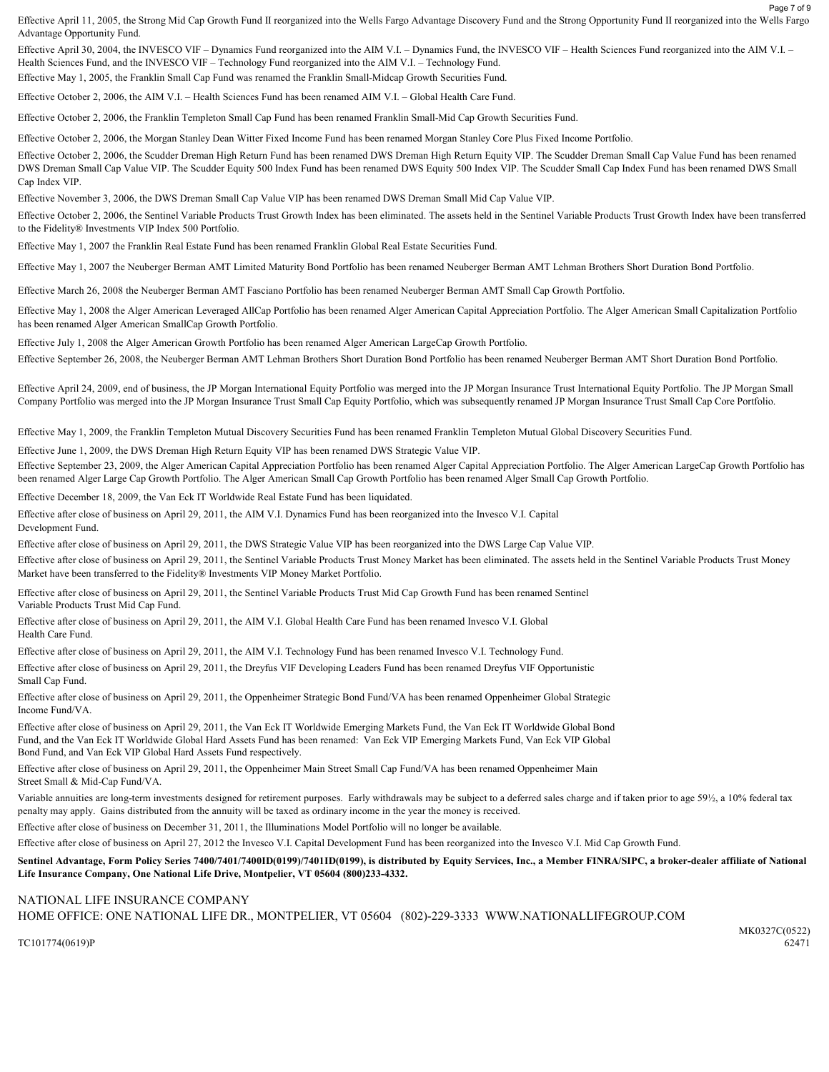Effective April 11, 2005, the Strong Mid Cap Growth Fund II reorganized into the Wells Fargo Advantage Discovery Fund and the Strong Opportunity Fund II reorganized into the Wells Fargo Advantage Opportunity Fund.

Effective April 30, 2004, the INVESCO VIF – Dynamics Fund reorganized into the AIM V.I. – Dynamics Fund, the INVESCO VIF – Health Sciences Fund reorganized into the AIM V.I. – Health Sciences Fund, and the INVESCO VIF – Technology Fund reorganized into the AIM V.I. – Technology Fund.

Effective May 1, 2005, the Franklin Small Cap Fund was renamed the Franklin Small-Midcap Growth Securities Fund.

Effective October 2, 2006, the AIM V.I. – Health Sciences Fund has been renamed AIM V.I. – Global Health Care Fund.

Effective October 2, 2006, the Franklin Templeton Small Cap Fund has been renamed Franklin Small-Mid Cap Growth Securities Fund.

Effective October 2, 2006, the Morgan Stanley Dean Witter Fixed Income Fund has been renamed Morgan Stanley Core Plus Fixed Income Portfolio.

Effective October 2, 2006, the Scudder Dreman High Return Fund has been renamed DWS Dreman High Return Equity VIP. The Scudder Dreman Small Cap Value Fund has been renamed DWS Dreman Small Cap Value VIP. The Scudder Equity 500 Index Fund has been renamed DWS Equity 500 Index VIP. The Scudder Small Cap Index Fund has been renamed DWS Small Cap Index VIP.

Effective November 3, 2006, the DWS Dreman Small Cap Value VIP has been renamed DWS Dreman Small Mid Cap Value VIP.

Effective October 2, 2006, the Sentinel Variable Products Trust Growth Index has been eliminated. The assets held in the Sentinel Variable Products Trust Growth Index have been transferred to the Fidelity® Investments VIP Index 500 Portfolio.

Effective May 1, 2007 the Franklin Real Estate Fund has been renamed Franklin Global Real Estate Securities Fund.

Effective May 1, 2007 the Neuberger Berman AMT Limited Maturity Bond Portfolio has been renamed Neuberger Berman AMT Lehman Brothers Short Duration Bond Portfolio.

Effective March 26, 2008 the Neuberger Berman AMT Fasciano Portfolio has been renamed Neuberger Berman AMT Small Cap Growth Portfolio.

Effective May 1, 2008 the Alger American Leveraged AllCap Portfolio has been renamed Alger American Capital Appreciation Portfolio. The Alger American Small Capitalization Portfolio has been renamed Alger American SmallCap Growth Portfolio.

Effective July 1, 2008 the Alger American Growth Portfolio has been renamed Alger American LargeCap Growth Portfolio.

Effective September 26, 2008, the Neuberger Berman AMT Lehman Brothers Short Duration Bond Portfolio has been renamed Neuberger Berman AMT Short Duration Bond Portfolio.

Effective April 24, 2009, end of business, the JP Morgan International Equity Portfolio was merged into the JP Morgan Insurance Trust International Equity Portfolio. The JP Morgan Small Company Portfolio was merged into the JP Morgan Insurance Trust Small Cap Equity Portfolio, which was subsequently renamed JP Morgan Insurance Trust Small Cap Core Portfolio.

Effective May 1, 2009, the Franklin Templeton Mutual Discovery Securities Fund has been renamed Franklin Templeton Mutual Global Discovery Securities Fund.

Effective June 1, 2009, the DWS Dreman High Return Equity VIP has been renamed DWS Strategic Value VIP.

Effective September 23, 2009, the Alger American Capital Appreciation Portfolio has been renamed Alger Capital Appreciation Portfolio. The Alger American LargeCap Growth Portfolio has been renamed Alger Large Cap Growth Portfolio. The Alger American Small Cap Growth Portfolio has been renamed Alger Small Cap Growth Portfolio.

Effective December 18, 2009, the Van Eck IT Worldwide Real Estate Fund has been liquidated.

Effective after close of business on April 29, 2011, the AIM V.I. Dynamics Fund has been reorganized into the Invesco V.I. Capital Development Fund.

Effective after close of business on April 29, 2011, the DWS Strategic Value VIP has been reorganized into the DWS Large Cap Value VIP.

Effective after close of business on April 29, 2011, the Sentinel Variable Products Trust Money Market has been eliminated. The assets held in the Sentinel Variable Products Trust Money Market have been transferred to the Fidelity® Investments VIP Money Market Portfolio.

Effective after close of business on April 29, 2011, the Sentinel Variable Products Trust Mid Cap Growth Fund has been renamed Sentinel Variable Products Trust Mid Cap Fund.

Effective after close of business on April 29, 2011, the AIM V.I. Global Health Care Fund has been renamed Invesco V.I. Global Health Care Fund.

Effective after close of business on April 29, 2011, the AIM V.I. Technology Fund has been renamed Invesco V.I. Technology Fund.

Effective after close of business on April 29, 2011, the Dreyfus VIF Developing Leaders Fund has been renamed Dreyfus VIF Opportunistic Small Cap Fund.

Effective after close of business on April 29, 2011, the Oppenheimer Strategic Bond Fund/VA has been renamed Oppenheimer Global Strategic Income Fund/VA.

Effective after close of business on April 29, 2011, the Van Eck IT Worldwide Emerging Markets Fund, the Van Eck IT Worldwide Global Bond Fund, and the Van Eck IT Worldwide Global Hard Assets Fund has been renamed: Van Eck VIP Emerging Markets Fund, Van Eck VIP Global Bond Fund, and Van Eck VIP Global Hard Assets Fund respectively.

Effective after close of business on April 29, 2011, the Oppenheimer Main Street Small Cap Fund/VA has been renamed Oppenheimer Main Street Small & Mid-Cap Fund/VA.

Variable annuities are long-term investments designed for retirement purposes. Early withdrawals may be subject to a deferred sales charge and if taken prior to age 59½, a 10% federal tax penalty may apply. Gains distributed from the annuity will be taxed as ordinary income in the year the money is received.

Effective after close of business on December 31, 2011, the Illuminations Model Portfolio will no longer be available.

Effective after close of business on April 27, 2012 the Invesco V.I. Capital Development Fund has been reorganized into the Invesco V.I. Mid Cap Growth Fund.

**Sentinel Advantage, Form Policy Series 7400/7401/7400ID(0199)/7401ID(0199), is distributed by Equity Services, Inc., a Member FINRA/SIPC, a broker-dealer affiliate of National Life Insurance Company, One National Life Drive, Montpelier, VT 05604 (800)233-4332.**

NATIONAL LIFE INSURANCE COMPANY
HOME OFFICE: ONE NATIONAL LIFE DR., MONTPELIER, VT 05604 (802)-229-3333 WWW.NATIONALLIFEGROUP.COM

TC101774(0619)P

MK0327C(0522)
62471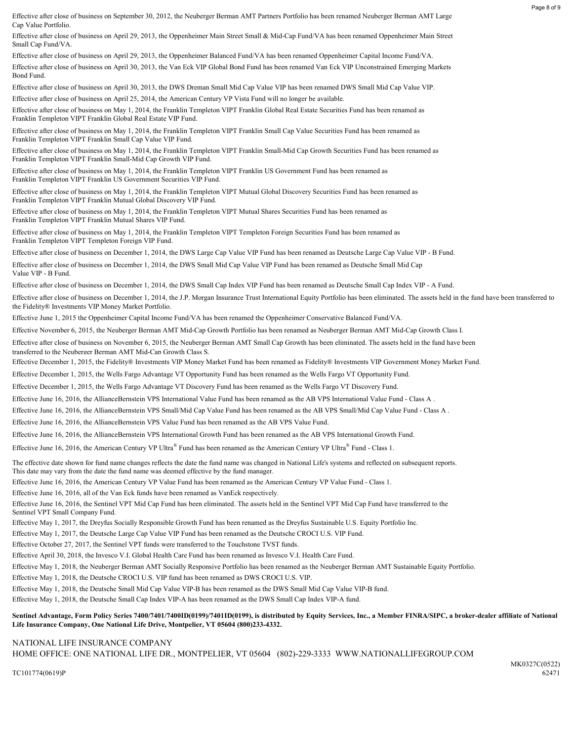Effective after close of business on September 30, 2012, the Neuberger Berman AMT Partners Portfolio has been renamed Neuberger Berman AMT Large Cap Value Portfolio.

Effective after close of business on April 29, 2013, the Oppenheimer Main Street Small & Mid-Cap Fund/VA has been renamed Oppenheimer Main Street Small Cap Fund/VA.

Effective after close of business on April 29, 2013, the Oppenheimer Balanced Fund/VA has been renamed Oppenheimer Capital Income Fund/VA.

Effective after close of business on April 30, 2013, the Van Eck VIP Global Bond Fund has been renamed Van Eck VIP Unconstrained Emerging Markets Bond Fund.

Effective after close of business on April 30, 2013, the DWS Dreman Small Mid Cap Value VIP has been renamed DWS Small Mid Cap Value VIP.

Effective after close of business on April 25, 2014, the American Century VP Vista Fund will no longer be available.

Effective after close of business on May 1, 2014, the Franklin Templeton VIPT Franklin Global Real Estate Securities Fund has been renamed as Franklin Templeton VIPT Franklin Global Real Estate VIP Fund.

Effective after close of business on May 1, 2014, the Franklin Templeton VIPT Franklin Small Cap Value Securities Fund has been renamed as Franklin Templeton VIPT Franklin Small Cap Value VIP Fund.

Effective after close of business on May 1, 2014, the Franklin Templeton VIPT Franklin Small-Mid Cap Growth Securities Fund has been renamed as Franklin Templeton VIPT Franklin Small-Mid Cap Growth VIP Fund.

Effective after close of business on May 1, 2014, the Franklin Templeton VIPT Franklin US Government Fund has been renamed as Franklin Templeton VIPT Franklin US Government Securities VIP Fund.

Effective after close of business on May 1, 2014, the Franklin Templeton VIPT Mutual Global Discovery Securities Fund has been renamed as Franklin Templeton VIPT Franklin Mutual Global Discovery VIP Fund.

Effective after close of business on May 1, 2014, the Franklin Templeton VIPT Mutual Shares Securities Fund has been renamed as Franklin Templeton VIPT Franklin Mutual Shares VIP Fund.

Effective after close of business on May 1, 2014, the Franklin Templeton VIPT Templeton Foreign Securities Fund has been renamed as Franklin Templeton VIPT Templeton Foreign VIP Fund.

Effective after close of business on December 1, 2014, the DWS Large Cap Value VIP Fund has been renamed as Deutsche Large Cap Value VIP - B Fund.

Effective after close of business on December 1, 2014, the DWS Small Mid Cap Value VIP Fund has been renamed as Deutsche Small Mid Cap Value VIP - B Fund.

Effective after close of business on December 1, 2014, the DWS Small Cap Index VIP Fund has been renamed as Deutsche Small Cap Index VIP - A Fund.

Effective after close of business on December 1, 2014, the J.P. Morgan Insurance Trust International Equity Portfolio has been eliminated. The assets held in the fund have been transferred to the Fidelity® Investments VIP Money Market Portfolio.

Effective June 1, 2015 the Oppenheimer Capital Income Fund/VA has been renamed the Oppenheimer Conservative Balanced Fund/VA.

Effective November 6, 2015, the Neuberger Berman AMT Mid-Cap Growth Portfolio has been renamed as Neuberger Berman AMT Mid-Cap Growth Class I.

Effective after close of business on November 6, 2015, the Neuberger Berman AMT Small Cap Growth has been eliminated. The assets held in the fund have been transferred to the Neuberger Berman AMT Mid-Cap Growth Class S.

Effective December 1, 2015, the Fidelity® Investments VIP Money Market Fund has been renamed as Fidelity® Investments VIP Government Money Market Fund.

Effective December 1, 2015, the Wells Fargo Advantage VT Opportunity Fund has been renamed as the Wells Fargo VT Opportunity Fund.

Effective December 1, 2015, the Wells Fargo Advantage VT Discovery Fund has been renamed as the Wells Fargo VT Discovery Fund.

Effective June 16, 2016, the AllianceBernstein VPS International Value Fund has been renamed as the AB VPS International Value Fund - Class A .

Effective June 16, 2016, the AllianceBernstein VPS Small/Mid Cap Value Fund has been renamed as the AB VPS Small/Mid Cap Value Fund - Class A .

Effective June 16, 2016, the AllianceBernstein VPS Value Fund has been renamed as the AB VPS Value Fund.

Effective June 16, 2016, the AllianceBernstein VPS International Growth Fund has been renamed as the AB VPS International Growth Fund.

Effective June 16, 2016, the American Century VP Ultra® Fund has been renamed as the American Century VP Ultra® Fund - Class 1.

The effective date shown for fund name changes reflects the date the fund name was changed in National Life's systems and reflected on subsequent reports. This date may vary from the date the fund name was deemed effective by the fund manager.

Effective June 16, 2016, the American Century VP Value Fund has been renamed as the American Century VP Value Fund - Class 1.

Effective June 16, 2016, all of the Van Eck funds have been renamed as VanEck respectively.

Effective June 16, 2016, the Sentinel VPT Mid Cap Fund has been eliminated. The assets held in the Sentinel VPT Mid Cap Fund have transferred to the Sentinel VPT Small Company Fund.

Effective May 1, 2017, the Dreyfus Socially Responsible Growth Fund has been renamed as the Dreyfus Sustainable U.S. Equity Portfolio Inc.

Effective May 1, 2017, the Deutsche Large Cap Value VIP Fund has been renamed as the Deutsche CROCI U.S. VIP Fund.

Effective October 27, 2017, the Sentinel VPT funds were transferred to the Touchstone TVST funds.

Effective April 30, 2018, the Invesco V.I. Global Health Care Fund has been renamed as Invesco V.I. Health Care Fund.

Effective May 1, 2018, the Neuberger Berman AMT Socially Responsive Portfolio has been renamed as the Neuberger Berman AMT Sustainable Equity Portfolio.

Effective May 1, 2018, the Deutsche CROCI U.S. VIP fund has been renamed as DWS CROCI U.S. VIP.

Effective May 1, 2018, the Deutsche Small Mid Cap Value VIP-B has been renamed as the DWS Small Mid Cap Value VIP-B fund.

Effective May 1, 2018, the Deutsche Small Cap Index VIP-A has been renamed as the DWS Small Cap Index VIP-A fund.

**Sentinel Advantage, Form Policy Series 7400/7401/7400ID(0199)/7401ID(0199), is distributed by Equity Services, Inc., a Member FINRA/SIPC, a broker-dealer affiliate of National Life Insurance Company, One National Life Drive, Montpelier, VT 05604 (800)233-4332.**

NATIONAL LIFE INSURANCE COMPANY
HOME OFFICE: ONE NATIONAL LIFE DR., MONTPELIER, VT 05604 (802)-229-3333 WWW.NATIONALLIFEGROUP.COM

MK0327C(0522)
62471

TC101774(0619)P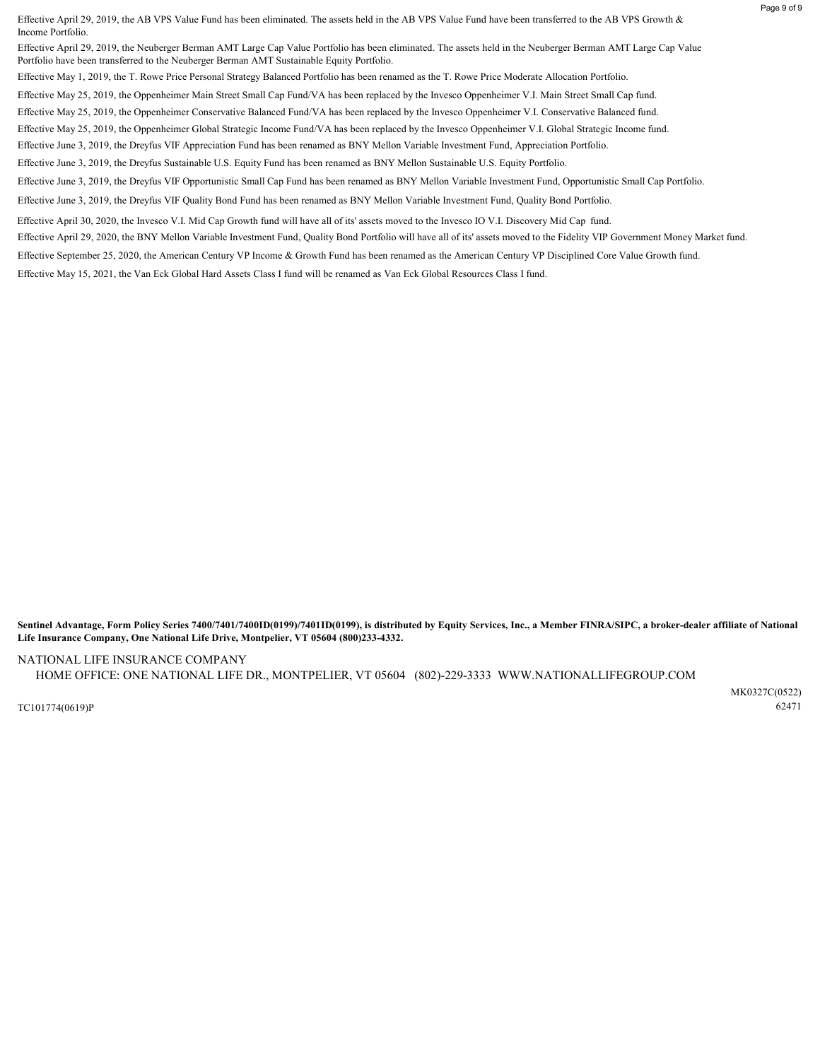Effective April 29, 2019, the AB VPS Value Fund has been eliminated. The assets held in the AB VPS Value Fund have been transferred to the AB VPS Growth & Income Portfolio.

Effective April 29, 2019, the Neuberger Berman AMT Large Cap Value Portfolio has been eliminated. The assets held in the Neuberger Berman AMT Large Cap Value Portfolio have been transferred to the Neuberger Berman AMT Sustainable Equity Portfolio.

Effective May 1, 2019, the T. Rowe Price Personal Strategy Balanced Portfolio has been renamed as the T. Rowe Price Moderate Allocation Portfolio.

Effective May 25, 2019, the Oppenheimer Main Street Small Cap Fund/VA has been replaced by the Invesco Oppenheimer V.I. Main Street Small Cap fund.

Effective May 25, 2019, the Oppenheimer Conservative Balanced Fund/VA has been replaced by the Invesco Oppenheimer V.I. Conservative Balanced fund.

Effective May 25, 2019, the Oppenheimer Global Strategic Income Fund/VA has been replaced by the Invesco Oppenheimer V.I. Global Strategic Income fund.

Effective June 3, 2019, the Dreyfus VIF Appreciation Fund has been renamed as BNY Mellon Variable Investment Fund, Appreciation Portfolio.

Effective June 3, 2019, the Dreyfus Sustainable U.S. Equity Fund has been renamed as BNY Mellon Sustainable U.S. Equity Portfolio.

Effective June 3, 2019, the Dreyfus VIF Opportunistic Small Cap Fund has been renamed as BNY Mellon Variable Investment Fund, Opportunistic Small Cap Portfolio.

Effective June 3, 2019, the Dreyfus VIF Quality Bond Fund has been renamed as BNY Mellon Variable Investment Fund, Quality Bond Portfolio.

Effective April 30, 2020, the Invesco V.I. Mid Cap Growth fund will have all of its' assets moved to the Invesco IO V.I. Discovery Mid Cap fund.

Effective April 29, 2020, the BNY Mellon Variable Investment Fund, Quality Bond Portfolio will have all of its' assets moved to the Fidelity VIP Government Money Market fund.

Effective September 25, 2020, the American Century VP Income & Growth Fund has been renamed as the American Century VP Disciplined Core Value Growth fund.

Effective May 15, 2021, the Van Eck Global Hard Assets Class I fund will be renamed as Van Eck Global Resources Class I fund.

**Sentinel Advantage, Form Policy Series 7400/7401/7400ID(0199)/7401ID(0199), is distributed by Equity Services, Inc., a Member FINRA/SIPC, a broker-dealer affiliate of National Life Insurance Company, One National Life Drive, Montpelier, VT 05604 (800)233-4332.**

NATIONAL LIFE INSURANCE COMPANY

HOME OFFICE: ONE NATIONAL LIFE DR., MONTPELIER, VT 05604 (802)-229-3333 WWW.NATIONALLIFEGROUP.COM

MK0327C(0522)

TC101774(0619)P

62471